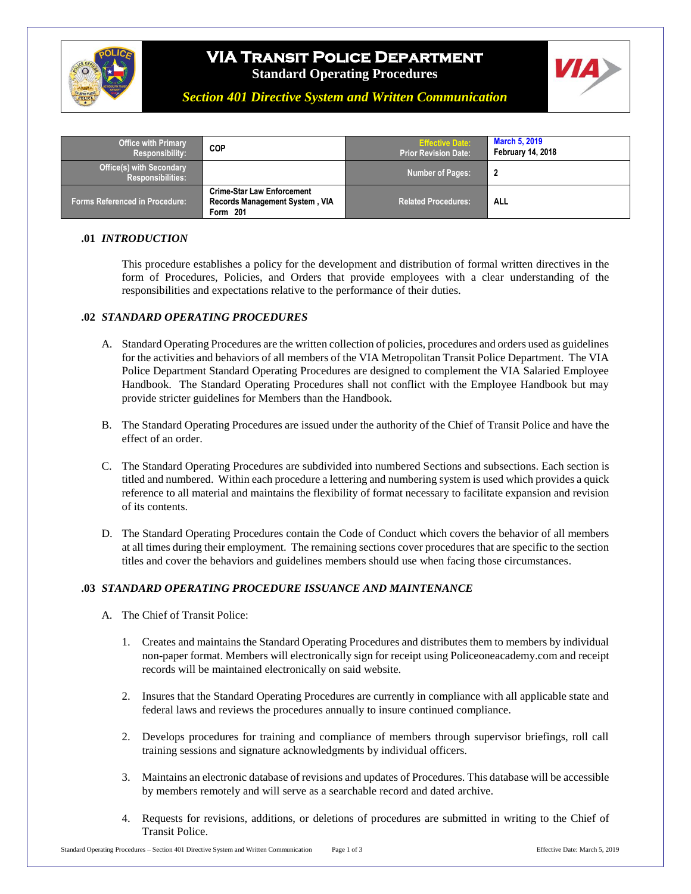# VIA Transit Police Department

## Standard Operating Procedures

### *Section 401 Directive System and Written Communication*

| Office with Primary Responsibility: | COP | Effective Date: / Prior Revision Date: | March 5, 2019 / February 14, 2018 |
|---|---|---|---|
| Office(s) with Secondary Responsibilities: | | Number of Pages: | 2 |
| Forms Referenced in Procedure: | Crime-Star Law Enforcement Records Management System , VIA Form 201 | Related Procedures: | ALL |

**.01** ***INTRODUCTION***

This procedure establishes a policy for the development and distribution of formal written directives in the form of Procedures, Policies, and Orders that provide employees with a clear understanding of the responsibilities and expectations relative to the performance of their duties.

**.02** ***STANDARD OPERATING PROCEDURES***

A. Standard Operating Procedures are the written collection of policies, procedures and orders used as guidelines for the activities and behaviors of all members of the VIA Metropolitan Transit Police Department. The VIA Police Department Standard Operating Procedures are designed to complement the VIA Salaried Employee Handbook. The Standard Operating Procedures shall not conflict with the Employee Handbook but may provide stricter guidelines for Members than the Handbook.

B. The Standard Operating Procedures are issued under the authority of the Chief of Transit Police and have the effect of an order.

C. The Standard Operating Procedures are subdivided into numbered Sections and subsections. Each section is titled and numbered. Within each procedure a lettering and numbering system is used which provides a quick reference to all material and maintains the flexibility of format necessary to facilitate expansion and revision of its contents.

D. The Standard Operating Procedures contain the Code of Conduct which covers the behavior of all members at all times during their employment. The remaining sections cover procedures that are specific to the section titles and cover the behaviors and guidelines members should use when facing those circumstances.

**.03** ***STANDARD OPERATING PROCEDURE ISSUANCE AND MAINTENANCE***

A. The Chief of Transit Police:

1. Creates and maintains the Standard Operating Procedures and distributes them to members by individual non-paper format. Members will electronically sign for receipt using Policeoneacademy.com and receipt records will be maintained electronically on said website.

2. Insures that the Standard Operating Procedures are currently in compliance with all applicable state and federal laws and reviews the procedures annually to insure continued compliance.

2. Develops procedures for training and compliance of members through supervisor briefings, roll call training sessions and signature acknowledgments by individual officers.

3. Maintains an electronic database of revisions and updates of Procedures. This database will be accessible by members remotely and will serve as a searchable record and dated archive.

4. Requests for revisions, additions, or deletions of procedures are submitted in writing to the Chief of Transit Police.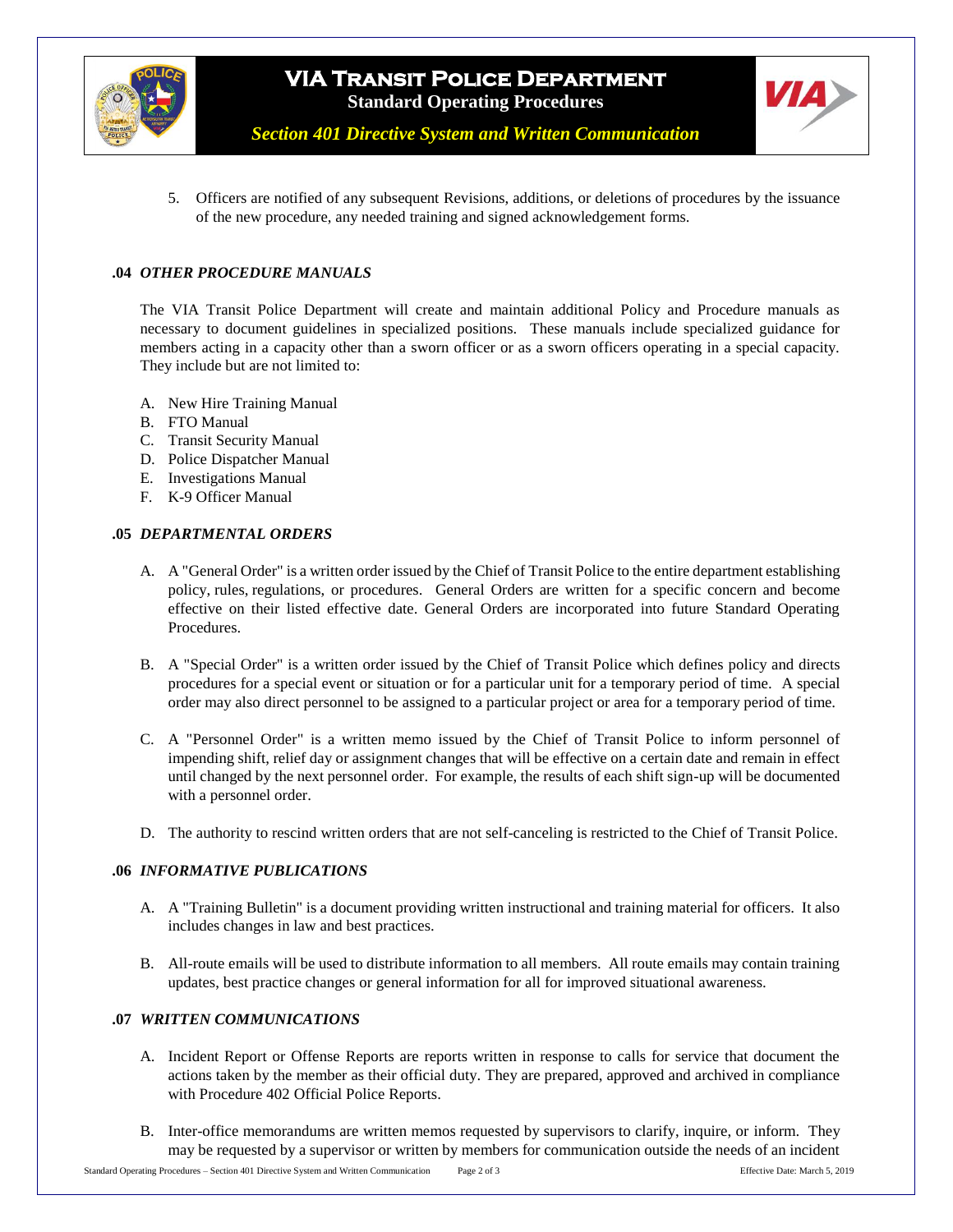5. Officers are notified of any subsequent Revisions, additions, or deletions of procedures by the issuance of the new procedure, any needed training and signed acknowledgement forms.

### .04 *OTHER PROCEDURE MANUALS*

The VIA Transit Police Department will create and maintain additional Policy and Procedure manuals as necessary to document guidelines in specialized positions. These manuals include specialized guidance for members acting in a capacity other than a sworn officer or as a sworn officers operating in a special capacity. They include but are not limited to:

A. New Hire Training Manual
B. FTO Manual
C. Transit Security Manual
D. Police Dispatcher Manual
E. Investigations Manual
F. K-9 Officer Manual

### .05 *DEPARTMENTAL ORDERS*

A. A "General Order" is a written order issued by the Chief of Transit Police to the entire department establishing policy, rules, regulations, or procedures. General Orders are written for a specific concern and become effective on their listed effective date. General Orders are incorporated into future Standard Operating Procedures.

B. A "Special Order" is a written order issued by the Chief of Transit Police which defines policy and directs procedures for a special event or situation or for a particular unit for a temporary period of time. A special order may also direct personnel to be assigned to a particular project or area for a temporary period of time.

C. A "Personnel Order" is a written memo issued by the Chief of Transit Police to inform personnel of impending shift, relief day or assignment changes that will be effective on a certain date and remain in effect until changed by the next personnel order. For example, the results of each shift sign-up will be documented with a personnel order.

D. The authority to rescind written orders that are not self-canceling is restricted to the Chief of Transit Police.

### .06 *INFORMATIVE PUBLICATIONS*

A. A "Training Bulletin" is a document providing written instructional and training material for officers. It also includes changes in law and best practices.

B. All-route emails will be used to distribute information to all members. All route emails may contain training updates, best practice changes or general information for all for improved situational awareness.

### .07 *WRITTEN COMMUNICATIONS*

A. Incident Report or Offense Reports are reports written in response to calls for service that document the actions taken by the member as their official duty. They are prepared, approved and archived in compliance with Procedure 402 Official Police Reports.

B. Inter-office memorandums are written memos requested by supervisors to clarify, inquire, or inform. They may be requested by a supervisor or written by members for communication outside the needs of an incident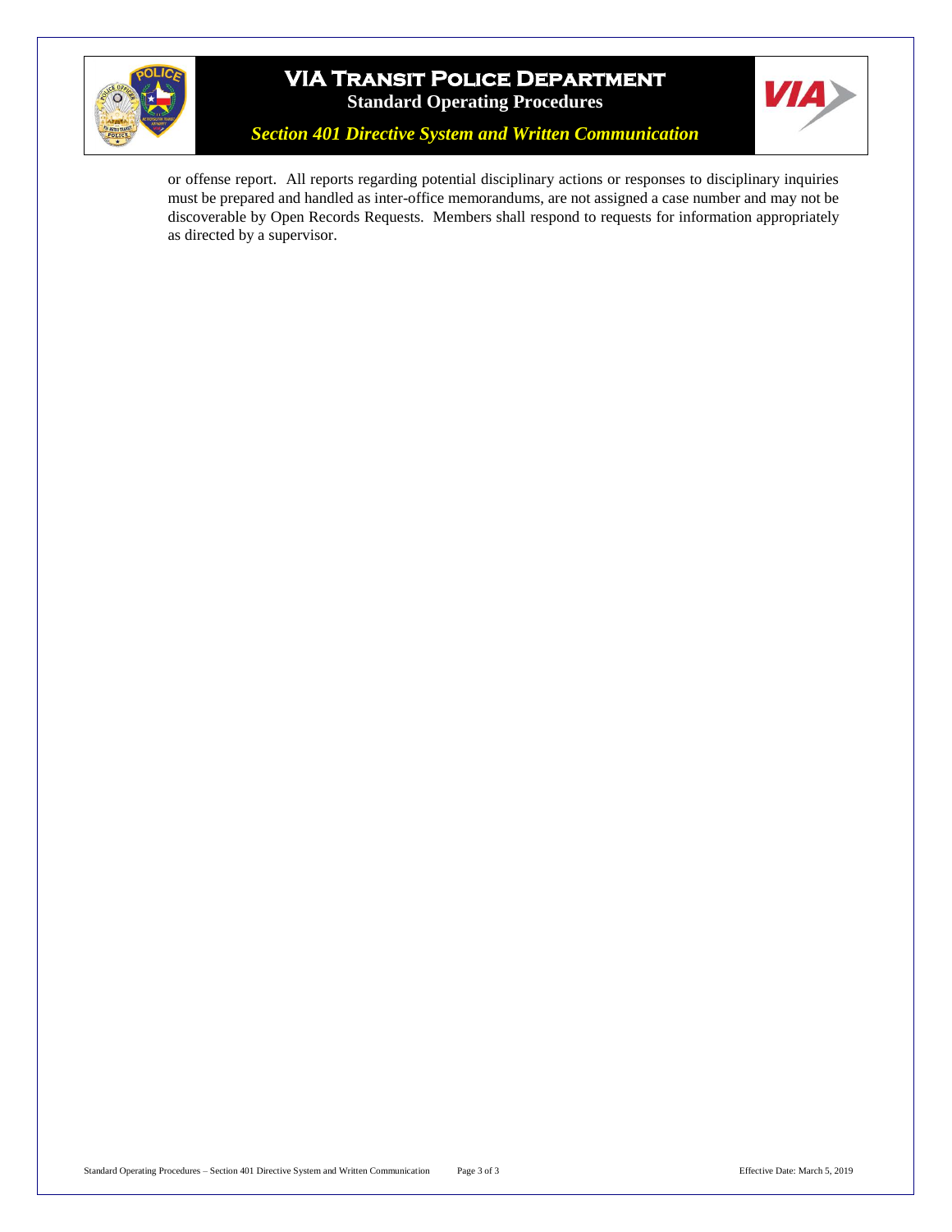or offense report. All reports regarding potential disciplinary actions or responses to disciplinary inquiries must be prepared and handled as inter-office memorandums, are not assigned a case number and may not be discoverable by Open Records Requests. Members shall respond to requests for information appropriately as directed by a supervisor.